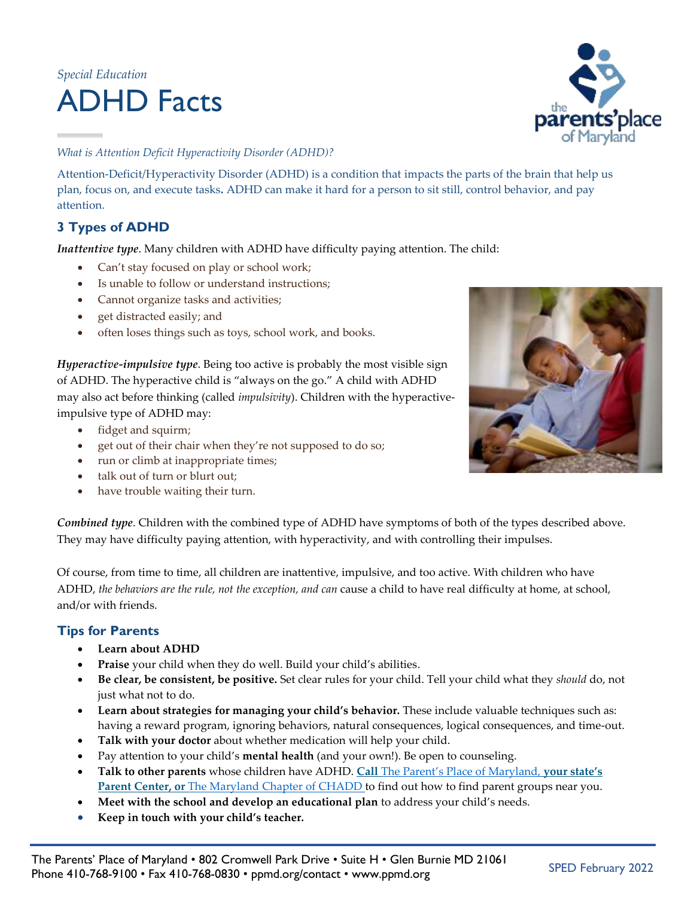*Special Education*

# ADHD Facts

*What is Attention Deficit Hyperactivity Disorder (ADHD)?*

Attention-Deficit/Hyperactivity Disorder (ADHD) is a condition that impacts the parts of the brain that help us plan, focus on, and execute tasks**.** ADHD can make it hard for a person to sit still, control behavior, and pay attention.

## 3 Types of ADHD

***Inattentive type***. Many children with ADHD have difficulty paying attention. The child:

- Can't stay focused on play or school work;
- Is unable to follow or understand instructions;
- Cannot organize tasks and activities;
- get distracted easily; and
- often loses things such as toys, school work, and books.

***Hyperactive-impulsive type***. Being too active is probably the most visible sign of ADHD. The hyperactive child is "always on the go." A child with ADHD may also act before thinking (called *impulsivity*). Children with the hyperactive-impulsive type of ADHD may:

- fidget and squirm;
- get out of their chair when they're not supposed to do so;
- run or climb at inappropriate times;
- talk out of turn or blurt out;
- have trouble waiting their turn.

***Combined type***. Children with the combined type of ADHD have symptoms of both of the types described above. They may have difficulty paying attention, with hyperactivity, and with controlling their impulses.

Of course, from time to time, all children are inattentive, impulsive, and too active. With children who have ADHD, *the behaviors are the rule, not the exception, and can* cause a child to have real difficulty at home, at school, and/or with friends.

## Tips for Parents

- **Learn about ADHD**
- **Praise** your child when they do well. Build your child's abilities.
- **Be clear, be consistent, be positive.** Set clear rules for your child. Tell your child what they *should* do, not just what not to do.
- **Learn about strategies for managing your child's behavior.** These include valuable techniques such as: having a reward program, ignoring behaviors, natural consequences, logical consequences, and time-out.
- **Talk with your doctor** about whether medication will help your child.
- Pay attention to your child's **mental health** (and your own!). Be open to counseling.
- **Talk to other parents** whose children have ADHD. **Call** The Parent's Place of Maryland, **your state's Parent Center, or** The Maryland Chapter of CHADD to find out how to find parent groups near you.
- **Meet with the school and develop an educational plan** to address your child's needs.
- **Keep in touch with your child's teacher.**

The Parents' Place of Maryland • 802 Cromwell Park Drive • Suite H • Glen Burnie MD 21061
Phone 410-768-9100 • Fax 410-768-0830 • ppmd.org/contact • www.ppmd.org

SPED February 2022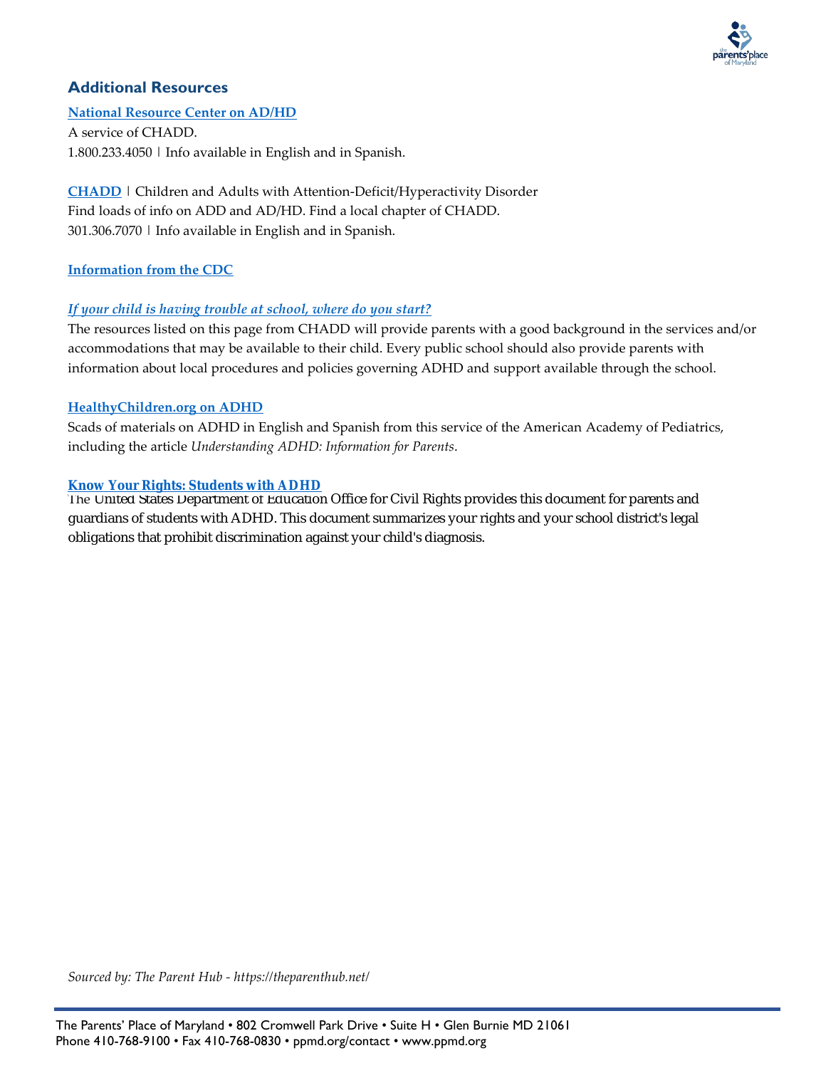## Additional Resources

**National Resource Center on AD/HD**

A service of CHADD.

1.800.233.4050 | Info available in English and in Spanish.

**CHADD** | Children and Adults with Attention-Deficit/Hyperactivity Disorder

Find loads of info on ADD and AD/HD. Find a local chapter of CHADD.

301.306.7070 | Info available in English and in Spanish.

**Information from the CDC**

***If your child is having trouble at school, where do you start?***

The resources listed on this page from CHADD will provide parents with a good background in the services and/or accommodations that may be available to their child. Every public school should also provide parents with information about local procedures and policies governing ADHD and support available through the school.

**HealthyChildren.org on ADHD**

Scads of materials on ADHD in English and Spanish from this service of the American Academy of Pediatrics, including the article *Understanding ADHD: Information for Parents*.

**Know Your Rights: Students with ADHD**

The United States Department of Education Office for Civil Rights provides this document for parents and guardians of students with ADHD. This document summarizes your rights and your school district's legal obligations that prohibit discrimination against your child's diagnosis.

*Sourced by: The Parent Hub - https://theparenthub.net/*

The Parents' Place of Maryland • 802 Cromwell Park Drive • Suite H • Glen Burnie MD 21061
Phone 410-768-9100 • Fax 410-768-0830 • ppmd.org/contact • www.ppmd.org